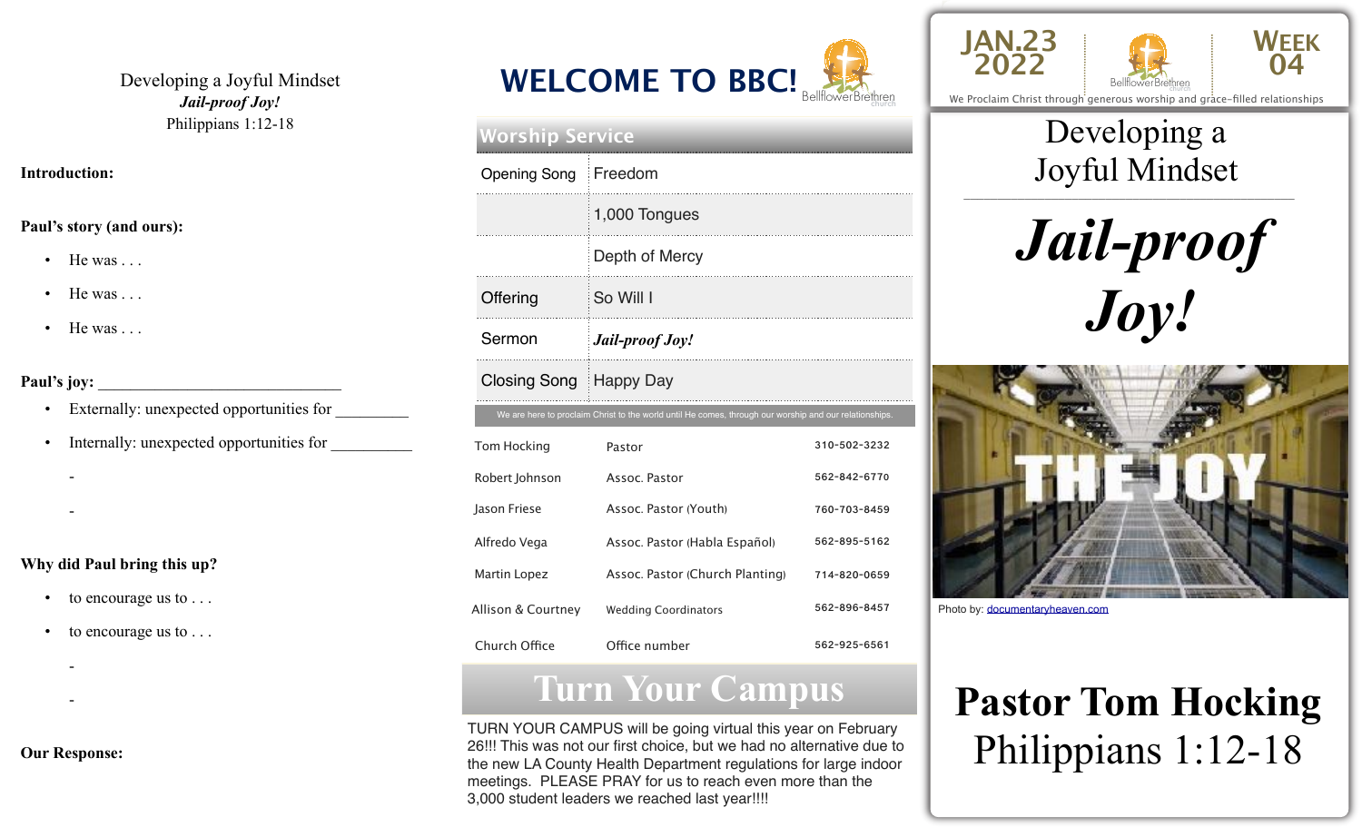Developing a Joyful Mindset
***Jail-proof Joy!***
Philippians 1:12-18

**Introduction:**

**Paul's story (and ours):**

- He was . . .
- He was . . .
- He was . . .

**Paul's joy:** ______________________________

- Externally: unexpected opportunities for _________
- Internally: unexpected opportunities for __________
  - 
  - 

**Why did Paul bring this up?**

- to encourage us to . . .
- to encourage us to . . .
  - 
  - 

**Our Response:**

# WELCOME TO BBC!

Bellflower Brethren church

## Worship Service

| | |
|---|---|
| Opening Song | Freedom |
| | 1,000 Tongues |
| | Depth of Mercy |
| Offering | So Will I |
| Sermon | ***Jail-proof Joy!*** |
| Closing Song | Happy Day |

We are here to proclaim Christ to the world until He comes, through our worship and our relationships.

| | | |
|---|---|---|
| Tom Hocking | Pastor | 310-502-3232 |
| Robert Johnson | Assoc. Pastor | 562-842-6770 |
| Jason Friese | Assoc. Pastor (Youth) | 760-703-8459 |
| Alfredo Vega | Assoc. Pastor (Habla Español) | 562-895-5162 |
| Martin Lopez | Assoc. Pastor (Church Planting) | 714-820-0659 |
| Allison & Courtney | Wedding Coordinators | 562-896-8457 |
| Church Office | Office number | 562-925-6561 |

## Turn Your Campus

TURN YOUR CAMPUS will be going virtual this year on February 26!!! This was not our first choice, but we had no alternative due to the new LA County Health Department regulations for large indoor meetings. PLEASE PRAY for us to reach even more than the 3,000 student leaders we reached last year!!!!

JAN.23 2022 | Bellflower Brethren church | WEEK 04

We Proclaim Christ through generous worship and grace-filled relationships

# Developing a Joyful Mindset

# ***Jail-proof Joy!***

THE JOY

Photo by: documentaryheaven.com

**Pastor Tom Hocking**
Philippians 1:12-18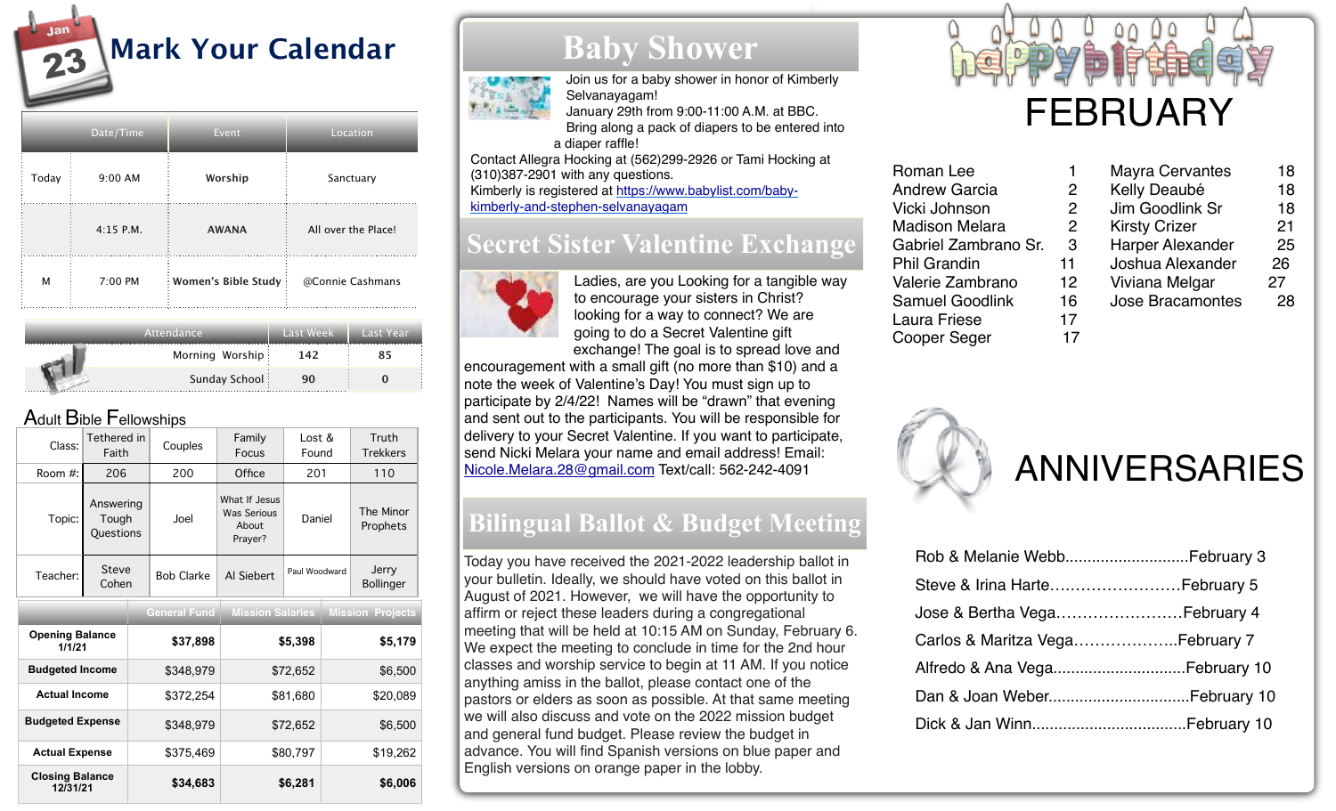# Mark Your Calendar

| Date/Time | | Event | Location |
|---|---|---|---|
| Today | 9:00 AM | Worship | Sanctuary |
| | 4:15 P.M. | AWANA | All over the Place! |
| M | 7:00 PM | Women's Bible Study | @Connie Cashmans |

| Attendance | Last Week | Last Year |
|---|---|---|
| Morning Worship | 142 | 85 |
| Sunday School | 90 | 0 |

## Adult Bible Fellowships

| Class: | Tethered in Faith | Couples | Family Focus | Lost & Found | Truth Trekkers |
|---|---|---|---|---|---|
| Room #: | 206 | 200 | Office | 201 | 110 |
| Topic: | Answering Tough Questions | Joel | What If Jesus Was Serious About Prayer? | Daniel | The Minor Prophets |
| Teacher: | Steve Cohen | Bob Clarke | Al Siebert | Paul Woodward | Jerry Bollinger |

| | General Fund | Mission Salaries | Mission Projects |
|---|---|---|---|
| **Opening Balance 1/1/21** | **$37,898** | **$5,398** | **$5,179** |
| **Budgeted Income** | $348,979 | $72,652 | $6,500 |
| **Actual Income** | $372,254 | $81,680 | $20,089 |
| **Budgeted Expense** | $348,979 | $72,652 | $6,500 |
| **Actual Expense** | $375,469 | $80,797 | $19,262 |
| **Closing Balance 12/31/21** | **$34,683** | **$6,281** | **$6,006** |

## Baby Shower

Join us for a baby shower in honor of Kimberly Selvanayagam!

January 29th from 9:00-11:00 A.M. at BBC.

Bring along a pack of diapers to be entered into a diaper raffle!

Contact Allegra Hocking at (562)299-2926 or Tami Hocking at (310)387-2901 with any questions.

Kimberly is registered at https://www.babylist.com/baby-kimberly-and-stephen-selvanayagam

## Secret Sister Valentine Exchange

Ladies, are you Looking for a tangible way to encourage your sisters in Christ? looking for a way to connect? We are going to do a Secret Valentine gift exchange! The goal is to spread love and encouragement with a small gift (no more than $10) and a note the week of Valentine's Day! You must sign up to participate by 2/4/22! Names will be "drawn" that evening and sent out to the participants. You will be responsible for delivery to your Secret Valentine. If you want to participate, send Nicki Melara your name and email address! Email: Nicole.Melara.28@gmail.com Text/call: 562-242-4091

## Bilingual Ballot & Budget Meeting

Today you have received the 2021-2022 leadership ballot in your bulletin. Ideally, we should have voted on this ballot in August of 2021. However, we will have the opportunity to affirm or reject these leaders during a congregational meeting that will be held at 10:15 AM on Sunday, February 6. We expect the meeting to conclude in time for the 2nd hour classes and worship service to begin at 11 AM. If you notice anything amiss in the ballot, please contact one of the pastors or elders as soon as possible. At that same meeting we will also discuss and vote on the 2022 mission budget and general fund budget. Please review the budget in advance. You will find Spanish versions on blue paper and English versions on orange paper in the lobby.

## happy birthday FEBRUARY

| | | | |
|---|---|---|---|
| Roman Lee | 1 | Mayra Cervantes | 18 |
| Andrew Garcia | 2 | Kelly Deaubé | 18 |
| Vicki Johnson | 2 | Jim Goodlink Sr | 18 |
| Madison Melara | 2 | Kirsty Crizer | 21 |
| Gabriel Zambrano Sr. | 3 | Harper Alexander | 25 |
| Phil Grandin | 11 | Joshua Alexander | 26 |
| Valerie Zambrano | 12 | Viviana Melgar | 27 |
| Samuel Goodlink | 16 | Jose Bracamontes | 28 |
| Laura Friese | 17 | | |
| Cooper Seger | 17 | | |

## ANNIVERSARIES

Rob & Melanie Webb............................February 3

Steve & Irina Harte……………………February 5

Jose & Bertha Vega……………………February 4

Carlos & Maritza Vega………………..February 7

Alfredo & Ana Vega..............................February 10

Dan & Joan Weber................................February 10

Dick & Jan Winn...................................February 10